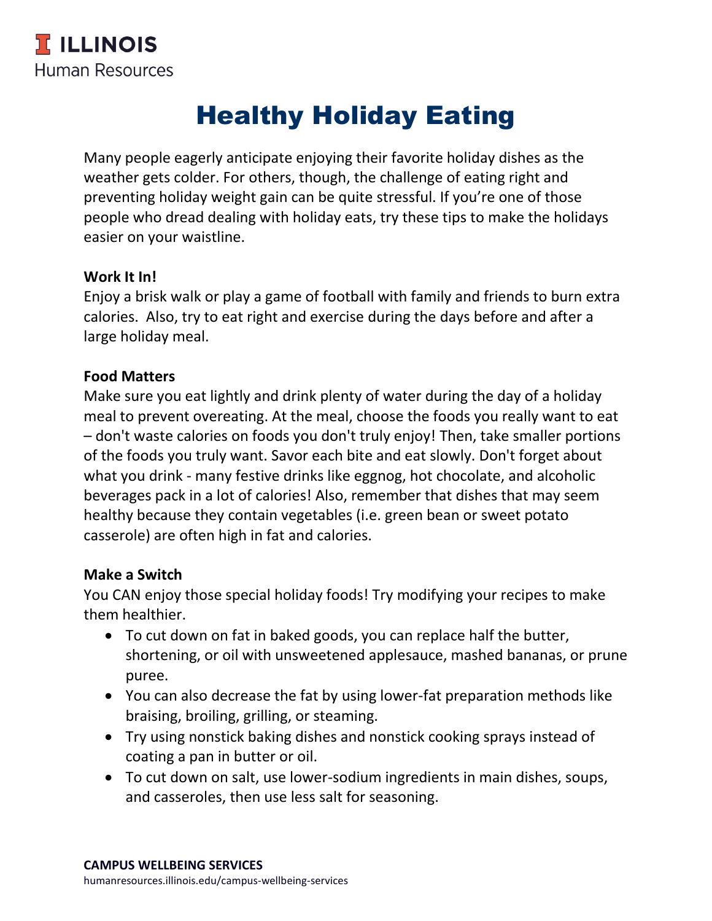# Healthy Holiday Eating

Many people eagerly anticipate enjoying their favorite holiday dishes as the weather gets colder. For others, though, the challenge of eating right and preventing holiday weight gain can be quite stressful. If you're one of those people who dread dealing with holiday eats, try these tips to make the holidays easier on your waistline.

**Work It In!**

Enjoy a brisk walk or play a game of football with family and friends to burn extra calories. Also, try to eat right and exercise during the days before and after a large holiday meal.

**Food Matters**

Make sure you eat lightly and drink plenty of water during the day of a holiday meal to prevent overeating. At the meal, choose the foods you really want to eat – don't waste calories on foods you don't truly enjoy! Then, take smaller portions of the foods you truly want. Savor each bite and eat slowly. Don't forget about what you drink - many festive drinks like eggnog, hot chocolate, and alcoholic beverages pack in a lot of calories! Also, remember that dishes that may seem healthy because they contain vegetables (i.e. green bean or sweet potato casserole) are often high in fat and calories.

**Make a Switch**

You CAN enjoy those special holiday foods! Try modifying your recipes to make them healthier.

- To cut down on fat in baked goods, you can replace half the butter, shortening, or oil with unsweetened applesauce, mashed bananas, or prune puree.
- You can also decrease the fat by using lower-fat preparation methods like braising, broiling, grilling, or steaming.
- Try using nonstick baking dishes and nonstick cooking sprays instead of coating a pan in butter or oil.
- To cut down on salt, use lower-sodium ingredients in main dishes, soups, and casseroles, then use less salt for seasoning.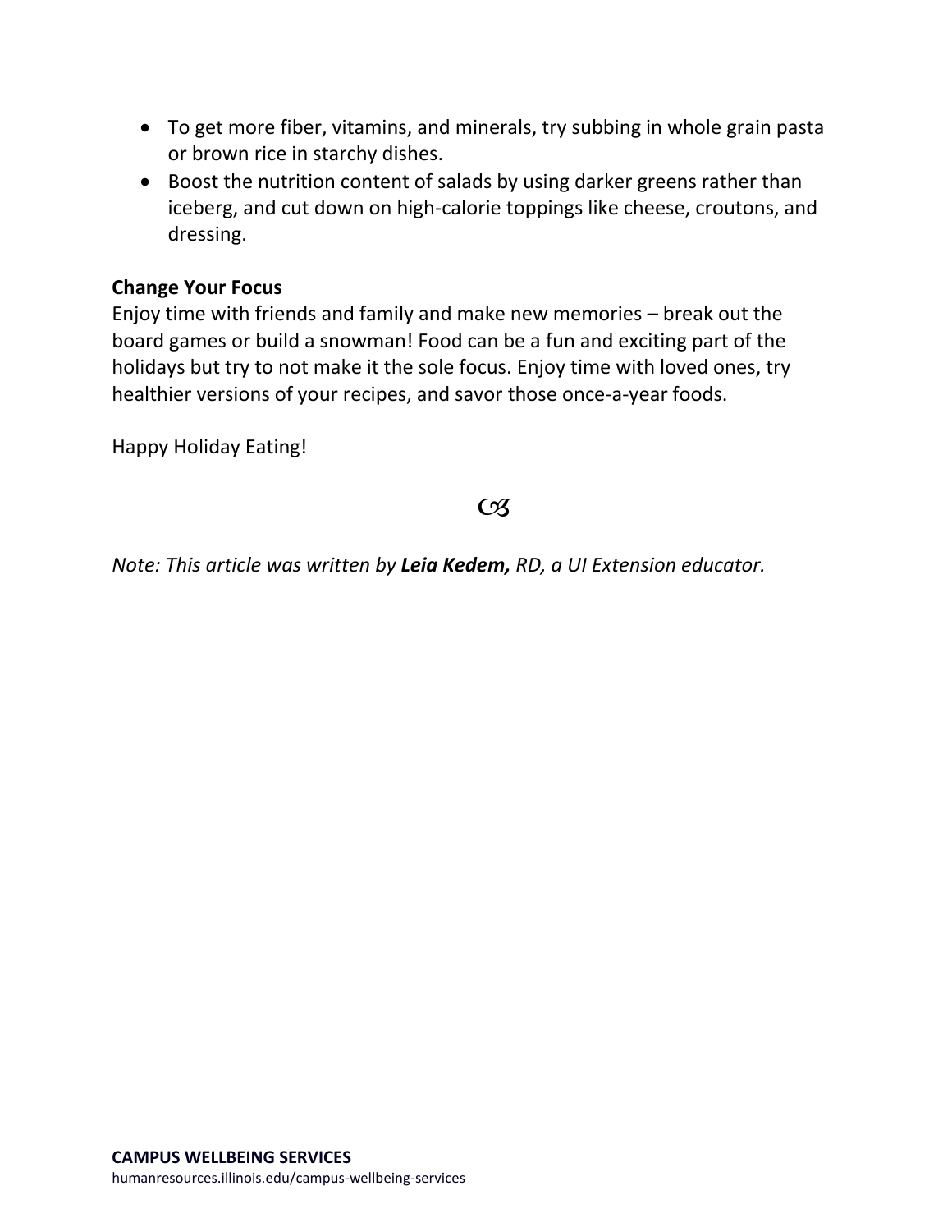- To get more fiber, vitamins, and minerals, try subbing in whole grain pasta or brown rice in starchy dishes.
- Boost the nutrition content of salads by using darker greens rather than iceberg, and cut down on high-calorie toppings like cheese, croutons, and dressing.

**Change Your Focus**

Enjoy time with friends and family and make new memories – break out the board games or build a snowman! Food can be a fun and exciting part of the holidays but try to not make it the sole focus. Enjoy time with loved ones, try healthier versions of your recipes, and savor those once-a-year foods.

Happy Holiday Eating!

*Note: This article was written by **Leia Kedem,** RD, a UI Extension educator.*

**CAMPUS WELLBEING SERVICES**

humanresources.illinois.edu/campus-wellbeing-services